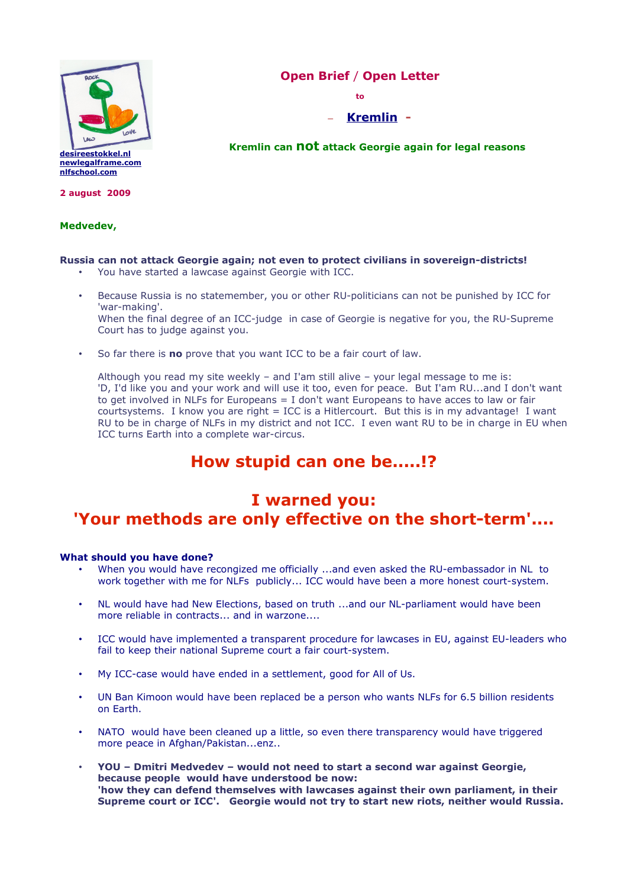desireestokkel.nl
newlegalframe.com
nlfschool.com

**2 august 2009**

# Open Brief / Open Letter

to

– **Kremlin** -

**Kremlin can not attack Georgie again for legal reasons**

**Medvedev,**

**Russia can not attack Georgie again; not even to protect civilians in sovereign-districts!**

- You have started a lawcase against Georgie with ICC.

- Because Russia is no statemember, you or other RU-politicians can not be punished by ICC for 'war-making'.
  When the final degree of an ICC-judge in case of Georgie is negative for you, the RU-Supreme Court has to judge against you.

- So far there is **no** prove that you want ICC to be a fair court of law.

  Although you read my site weekly – and I'am still alive – your legal message to me is:
  'D, I'd like you and your work and will use it too, even for peace. But I'am RU...and I don't want to get involved in NLFs for Europeans = I don't want Europeans to have acces to law or fair courtsystems. I know you are right = ICC is a Hitlercourt. But this is in my advantage! I want RU to be in charge of NLFs in my district and not ICC. I even want RU to be in charge in EU when ICC turns Earth into a complete war-circus.

## How stupid can one be.....!?

## I warned you:
## 'Your methods are only effective on the short-term'....

**What should you have done?**

- When you would have recongized me officially ...and even asked the RU-embassador in NL to work together with me for NLFs publicly... ICC would have been a more honest court-system.

- NL would have had New Elections, based on truth ...and our NL-parliament would have been more reliable in contracts... and in warzone....

- ICC would have implemented a transparent procedure for lawcases in EU, against EU-leaders who fail to keep their national Supreme court a fair court-system.

- My ICC-case would have ended in a settlement, good for All of Us.

- UN Ban Kimoon would have been replaced be a person who wants NLFs for 6.5 billion residents on Earth.

- NATO would have been cleaned up a little, so even there transparency would have triggered more peace in Afghan/Pakistan...enz..

- **YOU – Dmitri Medvedev – would not need to start a second war against Georgie, because people would have understood be now:
  'how they can defend themselves with lawcases against their own parliament, in their Supreme court or ICC'. Georgie would not try to start new riots, neither would Russia.**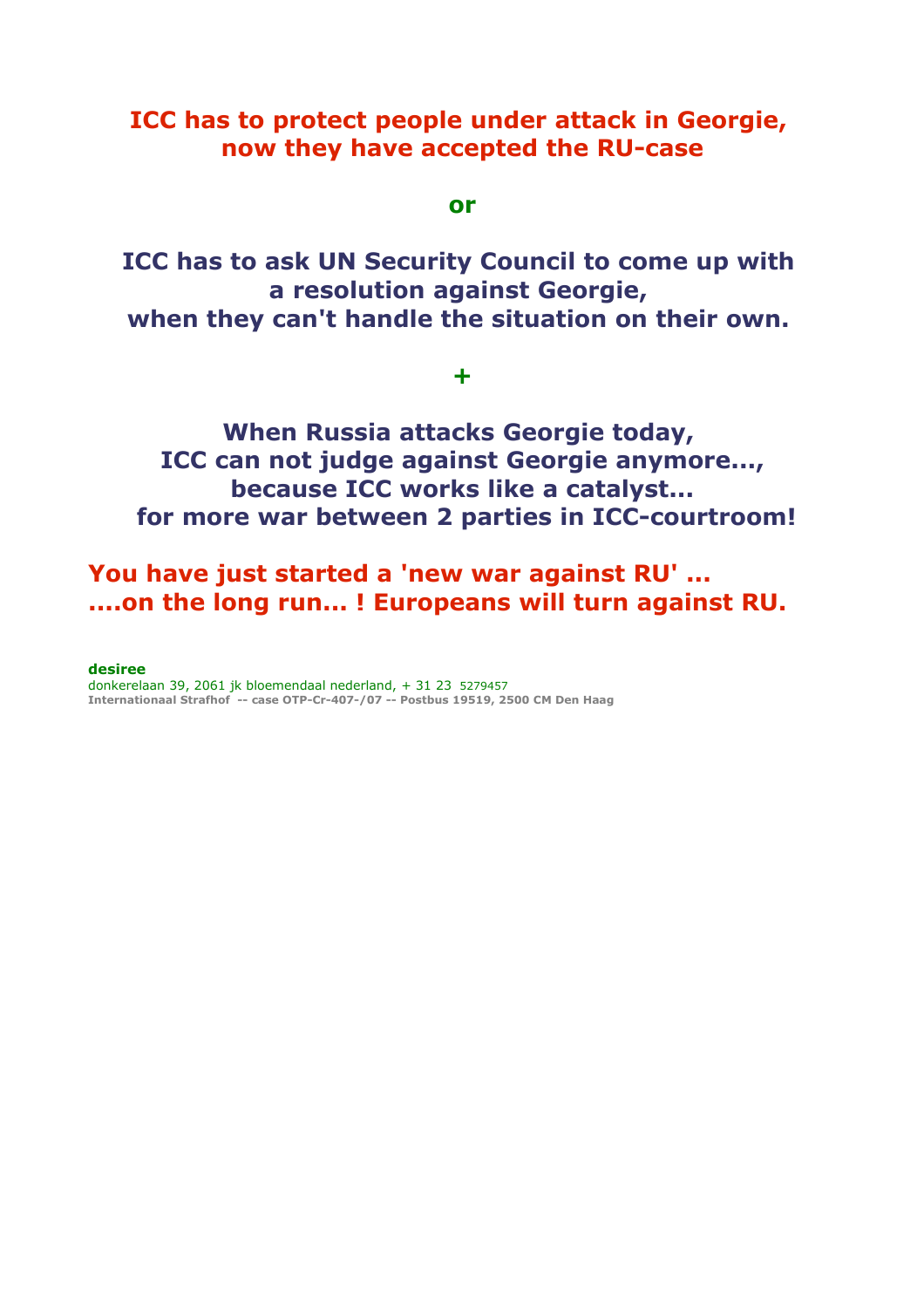**ICC has to protect people under attack in Georgie, now they have accepted the RU-case**

**or**

**ICC has to ask UN Security Council to come up with a resolution against Georgie, when they can't handle the situation on their own.**

**+**

**When Russia attacks Georgie today, ICC can not judge against Georgie anymore..., because ICC works like a catalyst... for more war between 2 parties in ICC-courtroom!**

**You have just started a 'new war against RU' ... ....on the long run... ! Europeans will turn against RU.**

**desiree**
donkerelaan 39, 2061 jk bloemendaal nederland, + 31 23 5279457
**Internationaal Strafhof -- case OTP-Cr-407-/07 -- Postbus 19519, 2500 CM Den Haag**